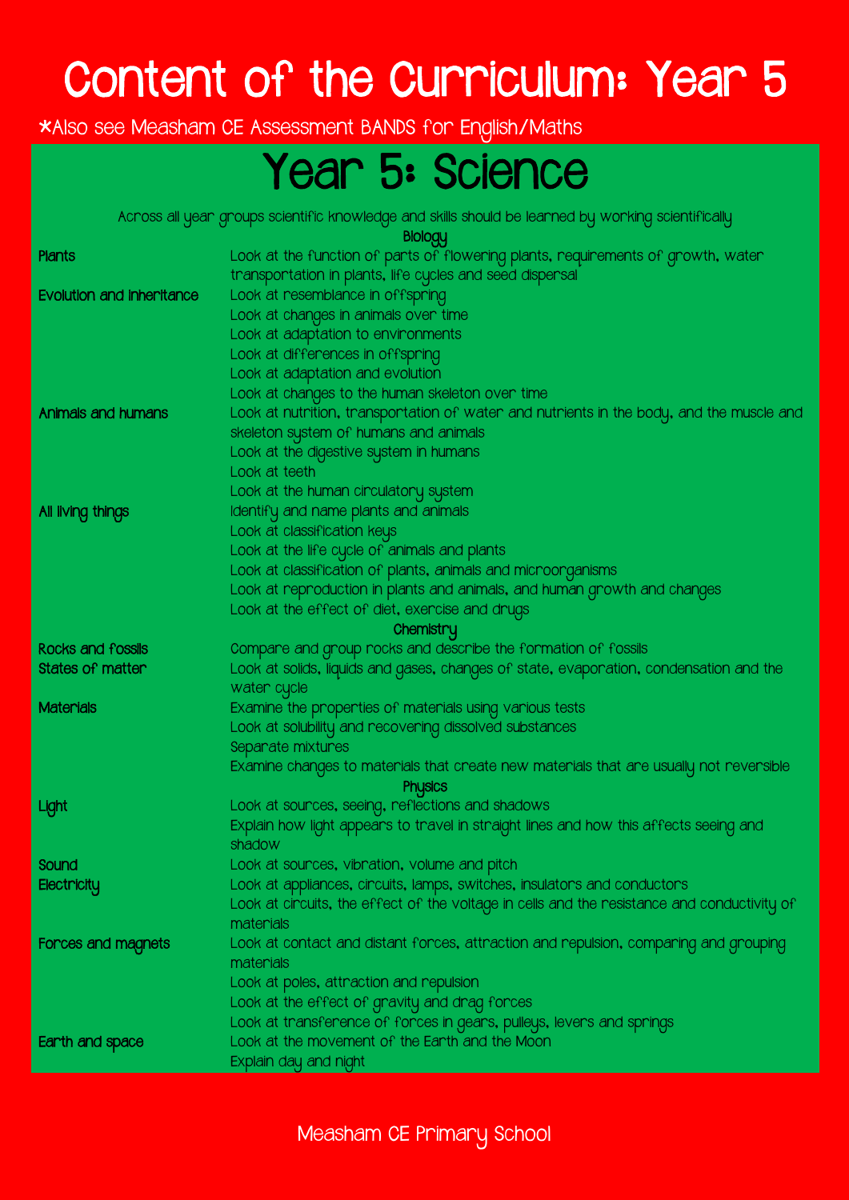# Content of the Curriculum: Year 5

*Also see Measham CE Assessment BANDS for English/Maths

## Year 5: Science

Across all year groups scientific knowledge and skills should be learned by working scientifically

| | |
|---|---|
| | **Biology** |
| **Plants** | Look at the function of parts of flowering plants, requirements of growth, water transportation in plants, life cycles and seed dispersal |
| **Evolution and inheritance** | Look at resemblance in offspring<br>Look at changes in animals over time<br>Look at adaptation to environments<br>Look at differences in offspring<br>Look at adaptation and evolution<br>Look at changes to the human skeleton over time |
| **Animals and humans** | Look at nutrition, transportation of water and nutrients in the body, and the muscle and skeleton system of humans and animals<br>Look at the digestive system in humans<br>Look at teeth<br>Look at the human circulatory system |
| **All living things** | Identify and name plants and animals<br>Look at classification keys<br>Look at the life cycle of animals and plants<br>Look at classification of plants, animals and microorganisms<br>Look at reproduction in plants and animals, and human growth and changes<br>Look at the effect of diet, exercise and drugs |
| | **Chemistry** |
| **Rocks and fossils** | Compare and group rocks and describe the formation of fossils |
| **States of matter** | Look at solids, liquids and gases, changes of state, evaporation, condensation and the water cycle |
| **Materials** | Examine the properties of materials using various tests<br>Look at solubility and recovering dissolved substances<br>Separate mixtures<br>Examine changes to materials that create new materials that are usually not reversible |
| | **Physics** |
| **Light** | Look at sources, seeing, reflections and shadows<br>Explain how light appears to travel in straight lines and how this affects seeing and shadow |
| **Sound** | Look at sources, vibration, volume and pitch |
| **Electricity** | Look at appliances, circuits, lamps, switches, insulators and conductors<br>Look at circuits, the effect of the voltage in cells and the resistance and conductivity of materials |
| **Forces and magnets** | Look at contact and distant forces, attraction and repulsion, comparing and grouping materials<br>Look at poles, attraction and repulsion<br>Look at the effect of gravity and drag forces<br>Look at transference of forces in gears, pulleys, levers and springs |
| **Earth and space** | Look at the movement of the Earth and the Moon<br>Explain day and night |

Measham CE Primary School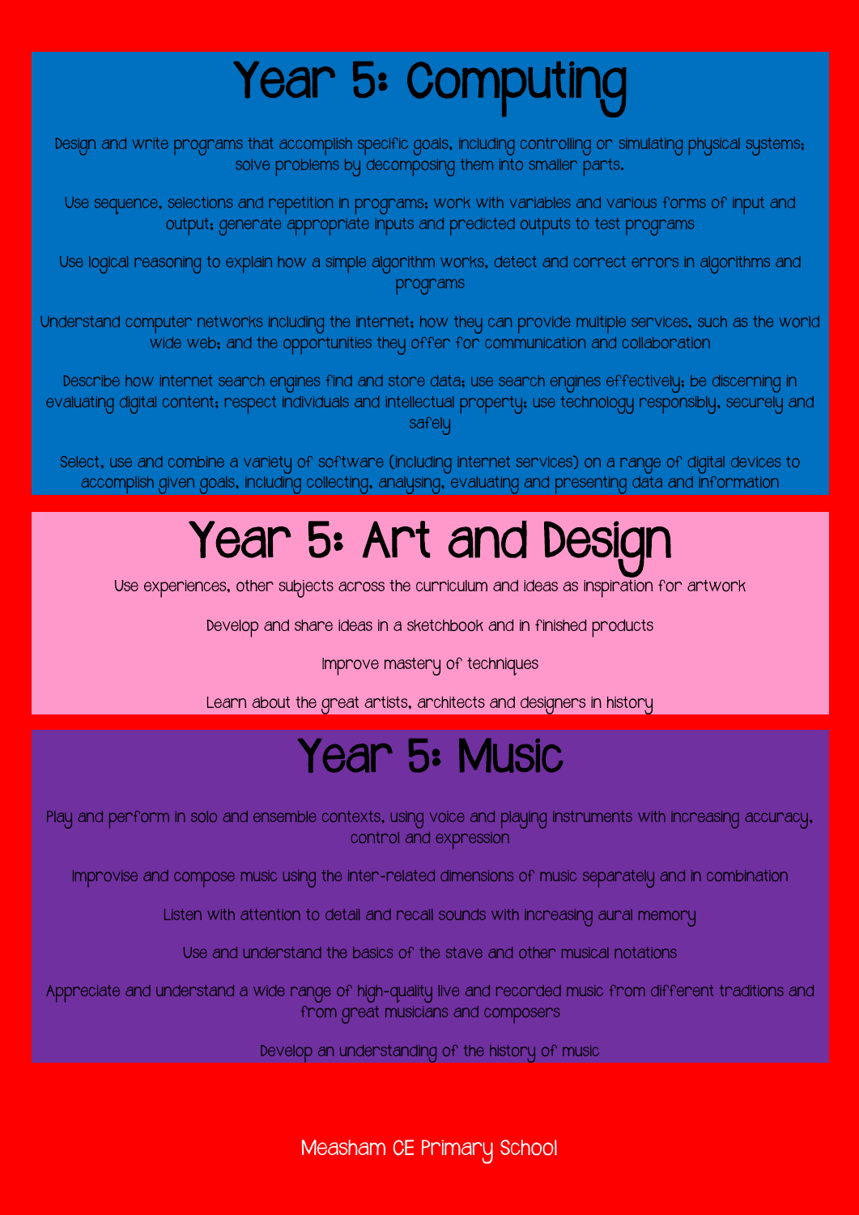# Year 5: Computing

Design and write programs that accomplish specific goals, including controlling or simulating physical systems; solve problems by decomposing them into smaller parts.

Use sequence, selections and repetition in programs; work with variables and various forms of input and output; generate appropriate inputs and predicted outputs to test programs

Use logical reasoning to explain how a simple algorithm works, detect and correct errors in algorithms and programs

Understand computer networks including the internet; how they can provide multiple services, such as the world wide web; and the opportunities they offer for communication and collaboration

Describe how internet search engines find and store data; use search engines effectively; be discerning in evaluating digital content; respect individuals and intellectual property; use technology responsibly, securely and safely

Select, use and combine a variety of software (including internet services) on a range of digital devices to accomplish given goals, including collecting, analysing, evaluating and presenting data and information

# Year 5: Art and Design

Use experiences, other subjects across the curriculum and ideas as inspiration for artwork

Develop and share ideas in a sketchbook and in finished products

Improve mastery of techniques

Learn about the great artists, architects and designers in history

# Year 5: Music

Play and perform in solo and ensemble contexts, using voice and playing instruments with increasing accuracy, control and expression

Improvise and compose music using the inter-related dimensions of music separately and in combination

Listen with attention to detail and recall sounds with increasing aural memory

Use and understand the basics of the stave and other musical notations

Appreciate and understand a wide range of high-quality live and recorded music from different traditions and from great musicians and composers

Develop an understanding of the history of music

Measham CE Primary School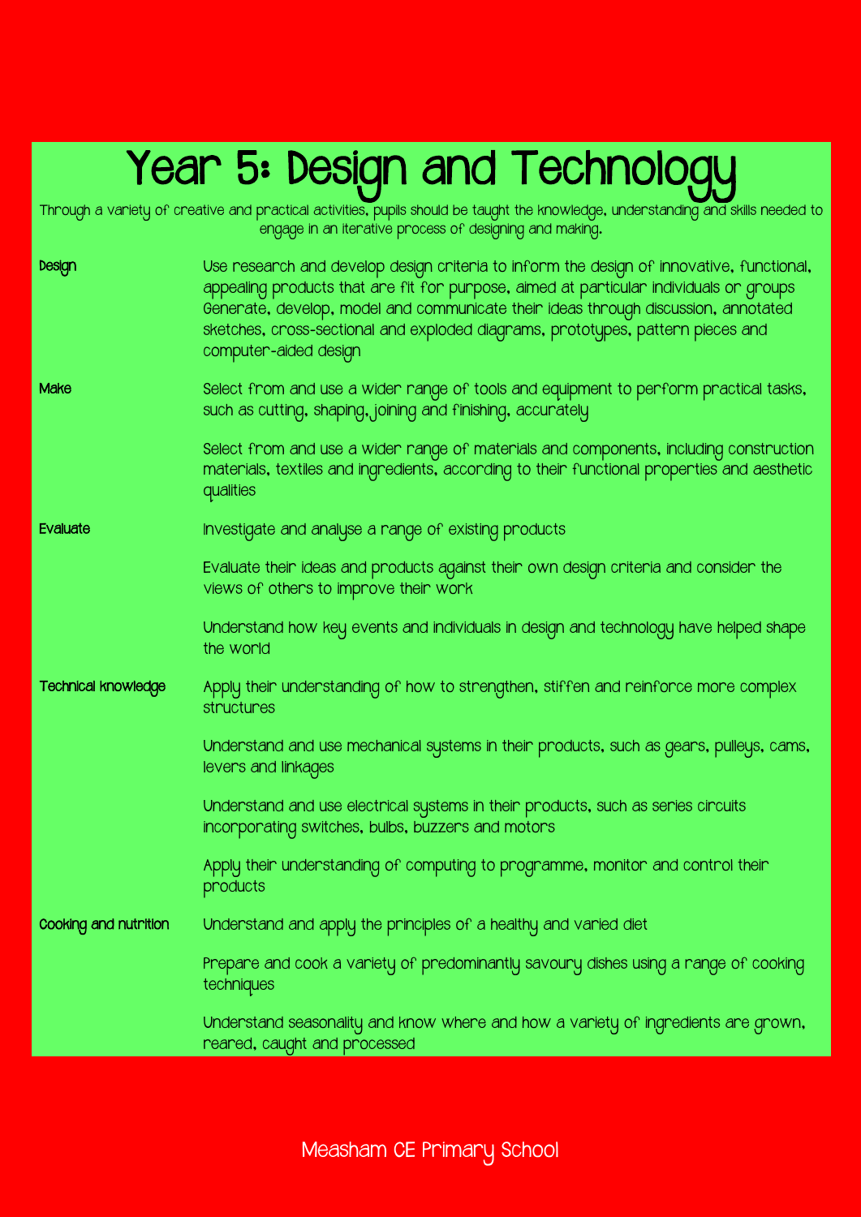# Year 5: Design and Technology

Through a variety of creative and practical activities, pupils should be taught the knowledge, understanding and skills needed to engage in an iterative process of designing and making.

| | |
|---|---|
| **Design** | Use research and develop design criteria to inform the design of innovative, functional, appealing products that are fit for purpose, aimed at particular individuals or groups<br>Generate, develop, model and communicate their ideas through discussion, annotated sketches, cross-sectional and exploded diagrams, prototypes, pattern pieces and computer-aided design |
| **Make** | Select from and use a wider range of tools and equipment to perform practical tasks, such as cutting, shaping, joining and finishing, accurately |
| | Select from and use a wider range of materials and components, including construction materials, textiles and ingredients, according to their functional properties and aesthetic qualities |
| **Evaluate** | Investigate and analyse a range of existing products |
| | Evaluate their ideas and products against their own design criteria and consider the views of others to improve their work |
| | Understand how key events and individuals in design and technology have helped shape the world |
| **Technical knowledge** | Apply their understanding of how to strengthen, stiffen and reinforce more complex structures |
| | Understand and use mechanical systems in their products, such as gears, pulleys, cams, levers and linkages |
| | Understand and use electrical systems in their products, such as series circuits incorporating switches, bulbs, buzzers and motors |
| | Apply their understanding of computing to programme, monitor and control their products |
| **Cooking and nutrition** | Understand and apply the principles of a healthy and varied diet |
| | Prepare and cook a variety of predominantly savoury dishes using a range of cooking techniques |
| | Understand seasonality and know where and how a variety of ingredients are grown, reared, caught and processed |

Measham CE Primary School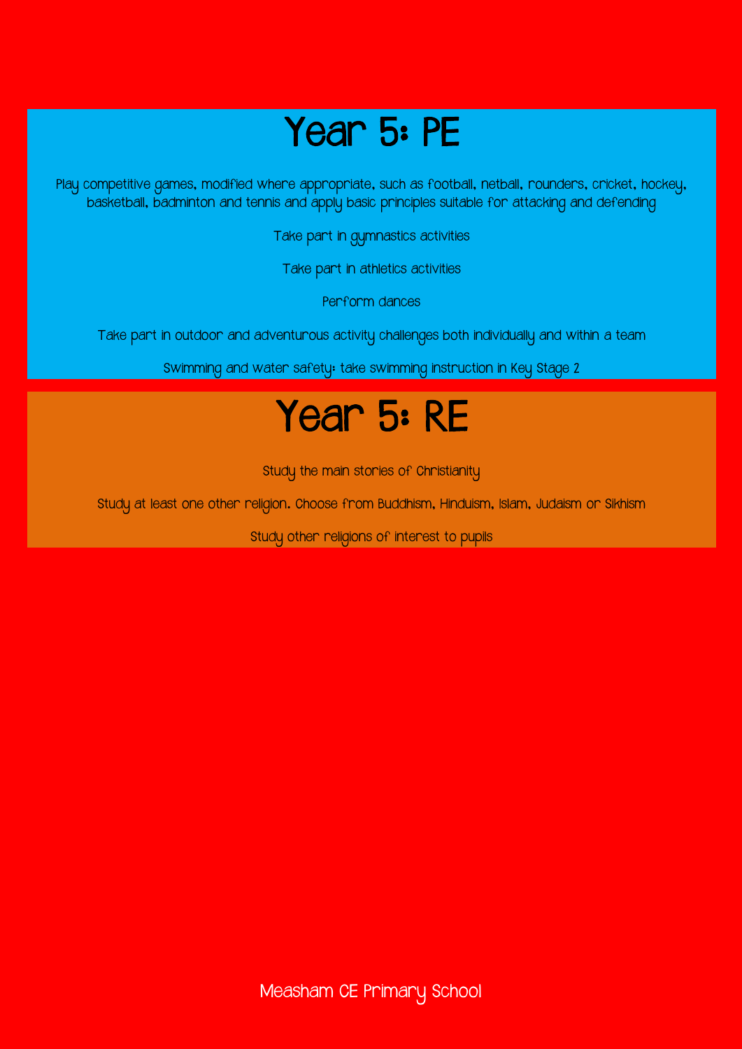# Year 5: PE

Play competitive games, modified where appropriate, such as football, netball, rounders, cricket, hockey, basketball, badminton and tennis and apply basic principles suitable for attacking and defending

Take part in gymnastics activities

Take part in athletics activities

Perform dances

Take part in outdoor and adventurous activity challenges both individually and within a team

Swimming and water safety: take swimming instruction in Key Stage 2

# Year 5: RE

Study the main stories of Christianity

Study at least one other religion. Choose from Buddhism, Hinduism, Islam, Judaism or Sikhism

Study other religions of interest to pupils

Measham CE Primary School